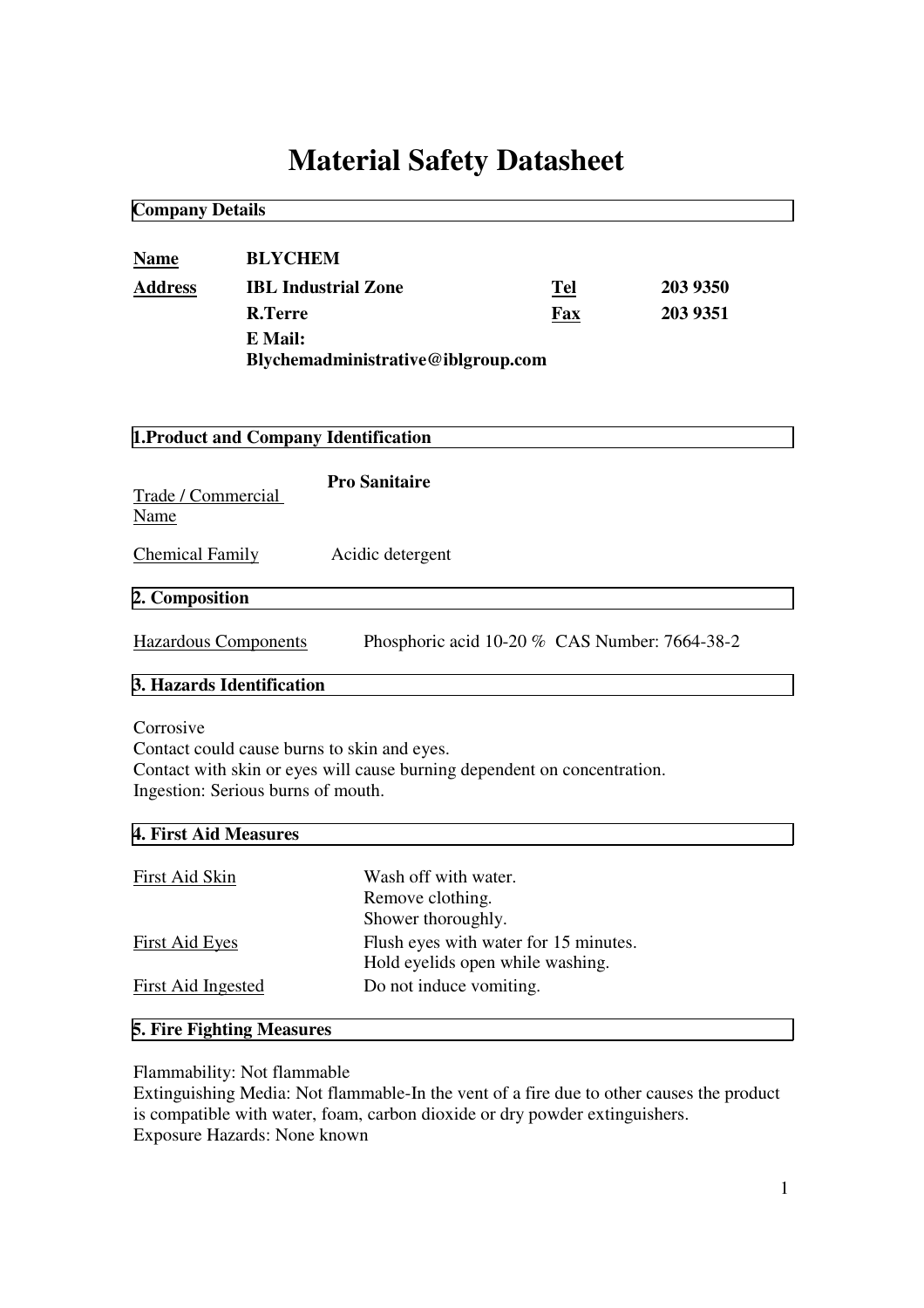# Material Safety Datasheet

## Company Details

| | | | |
|---|---|---|---|
| **Name** | **BLYCHEM** | | |
| **Address** | **IBL Industrial Zone** | **Tel** | **203 9350** |
| | **R.Terre** | **Fax** | **203 9351** |
| | **E Mail: Blychemadministrative@iblgroup.com** | | |

## 1.Product and Company Identification

Trade / Commercial Name: **Pro Sanitaire**

Chemical Family: Acidic detergent

## 2. Composition

Hazardous Components: Phosphoric acid 10-20 % CAS Number: 7664-38-2

## 3. Hazards Identification

Corrosive
Contact could cause burns to skin and eyes.
Contact with skin or eyes will cause burning dependent on concentration.
Ingestion: Serious burns of mouth.

## 4. First Aid Measures

| | |
|---|---|
| First Aid Skin | Wash off with water.<br>Remove clothing.<br>Shower thoroughly. |
| First Aid Eyes | Flush eyes with water for 15 minutes.<br>Hold eyelids open while washing. |
| First Aid Ingested | Do not induce vomiting. |

## 5. Fire Fighting Measures

Flammability: Not flammable
Extinguishing Media: Not flammable-In the vent of a fire due to other causes the product is compatible with water, foam, carbon dioxide or dry powder extinguishers.
Exposure Hazards: None known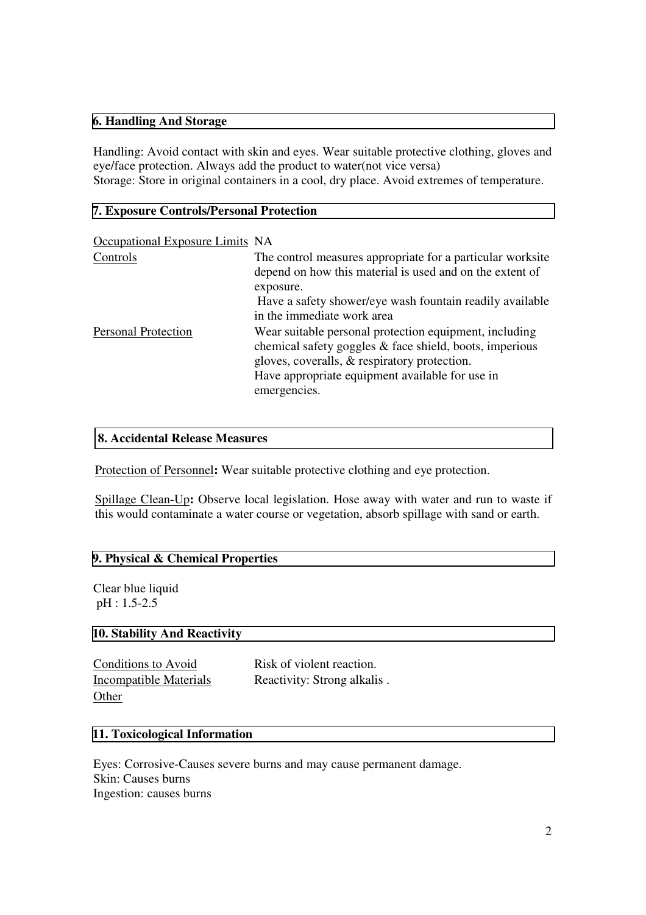## 6. Handling And Storage

Handling: Avoid contact with skin and eyes. Wear suitable protective clothing, gloves and eye/face protection. Always add the product to water(not vice versa)
Storage: Store in original containers in a cool, dry place. Avoid extremes of temperature.

## 7. Exposure Controls/Personal Protection

| | |
|---|---|
| Occupational Exposure Limits | NA |
| Controls | The control measures appropriate for a particular worksite depend on how this material is used and on the extent of exposure.<br>Have a safety shower/eye wash fountain readily available in the immediate work area |
| Personal Protection | Wear suitable personal protection equipment, including chemical safety goggles & face shield, boots, imperious gloves, coveralls, & respiratory protection.<br>Have appropriate equipment available for use in emergencies. |

## 8. Accidental Release Measures

Protection of Personnel**:** Wear suitable protective clothing and eye protection.

Spillage Clean-Up**:** Observe local legislation. Hose away with water and run to waste if this would contaminate a water course or vegetation, absorb spillage with sand or earth.

## 9. Physical & Chemical Properties

Clear blue liquid
pH : 1.5-2.5

## 10. Stability And Reactivity

| | |
|---|---|
| Conditions to Avoid | Risk of violent reaction. |
| Incompatible Materials | Reactivity: Strong alkalis . |
| Other | |

## 11. Toxicological Information

Eyes: Corrosive-Causes severe burns and may cause permanent damage.
Skin: Causes burns
Ingestion: causes burns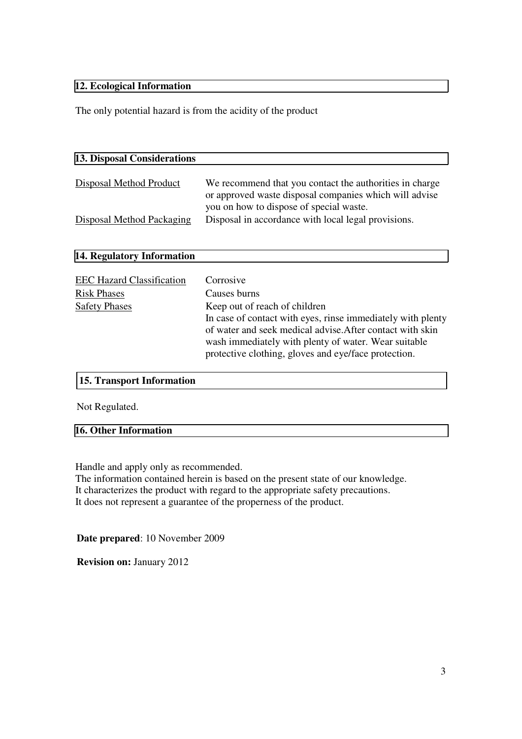## 12. Ecological Information

The only potential hazard is from the acidity of the product

## 13. Disposal Considerations

| | |
|---|---|
| Disposal Method Product | We recommend that you contact the authorities in charge or approved waste disposal companies which will advise you on how to dispose of special waste. |
| Disposal Method Packaging | Disposal in accordance with local legal provisions. |

## 14. Regulatory Information

| | |
|---|---|
| EEC Hazard Classification | Corrosive |
| Risk Phases | Causes burns |
| Safety Phases | Keep out of reach of children<br>In case of contact with eyes, rinse immediately with plenty of water and seek medical advise.After contact with skin wash immediately with plenty of water. Wear suitable protective clothing, gloves and eye/face protection. |

## 15. Transport Information

Not Regulated.

## 16. Other Information

Handle and apply only as recommended.
The information contained herein is based on the present state of our knowledge.
It characterizes the product with regard to the appropriate safety precautions.
It does not represent a guarantee of the properness of the product.

**Date prepared**: 10 November 2009

**Revision on:** January 2012